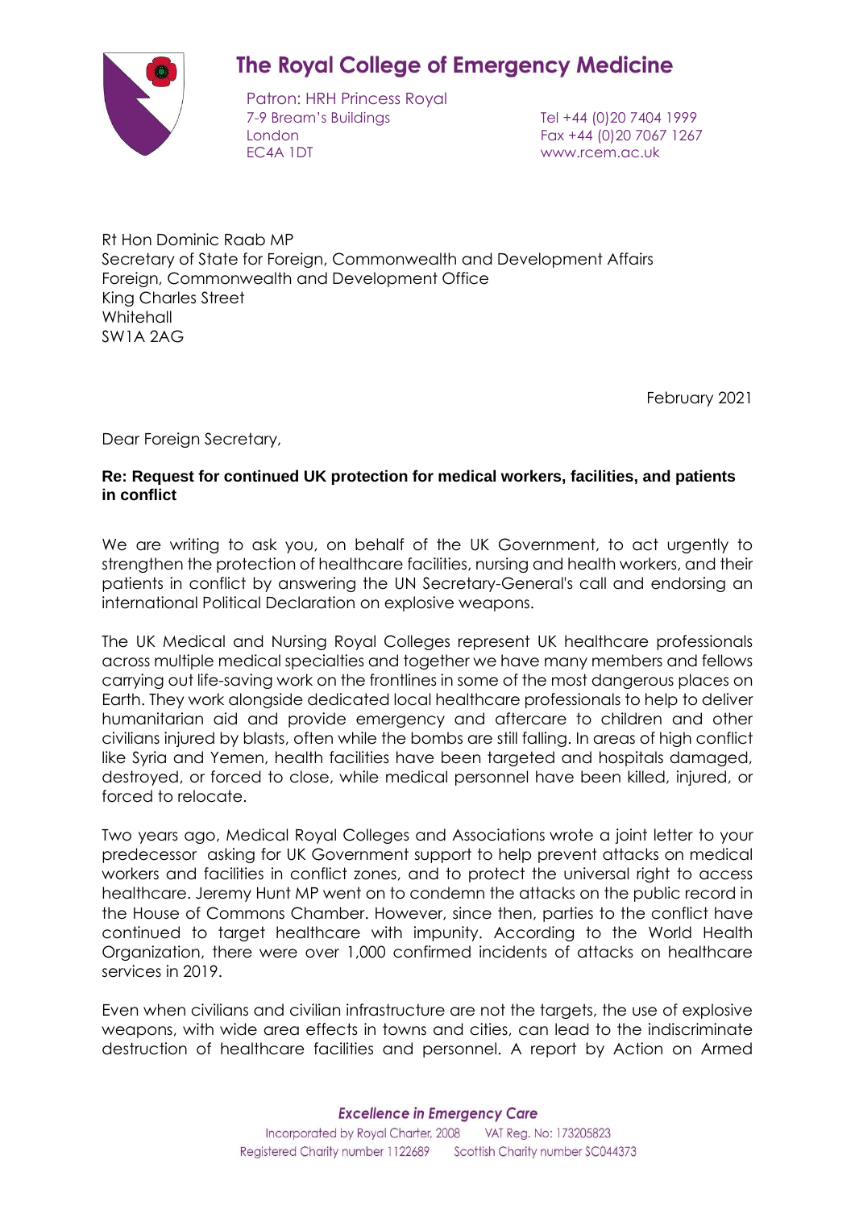# The Royal College of Emergency Medicine

Patron: HRH Princess Royal
7-9 Bream's Buildings
London
EC4A 1DT

Tel +44 (0)20 7404 1999
Fax +44 (0)20 7067 1267
www.rcem.ac.uk

Rt Hon Dominic Raab MP
Secretary of State for Foreign, Commonwealth and Development Affairs
Foreign, Commonwealth and Development Office
King Charles Street
Whitehall
SW1A 2AG

February 2021

Dear Foreign Secretary,

**Re: Request for continued UK protection for medical workers, facilities, and patients in conflict**

We are writing to ask you, on behalf of the UK Government, to act urgently to strengthen the protection of healthcare facilities, nursing and health workers, and their patients in conflict by answering the UN Secretary-General's call and endorsing an international Political Declaration on explosive weapons.

The UK Medical and Nursing Royal Colleges represent UK healthcare professionals across multiple medical specialties and together we have many members and fellows carrying out life-saving work on the frontlines in some of the most dangerous places on Earth. They work alongside dedicated local healthcare professionals to help to deliver humanitarian aid and provide emergency and aftercare to children and other civilians injured by blasts, often while the bombs are still falling. In areas of high conflict like Syria and Yemen, health facilities have been targeted and hospitals damaged, destroyed, or forced to close, while medical personnel have been killed, injured, or forced to relocate.

Two years ago, Medical Royal Colleges and Associations wrote a joint letter to your predecessor asking for UK Government support to help prevent attacks on medical workers and facilities in conflict zones, and to protect the universal right to access healthcare. Jeremy Hunt MP went on to condemn the attacks on the public record in the House of Commons Chamber. However, since then, parties to the conflict have continued to target healthcare with impunity. According to the World Health Organization, there were over 1,000 confirmed incidents of attacks on healthcare services in 2019.

Even when civilians and civilian infrastructure are not the targets, the use of explosive weapons, with wide area effects in towns and cities, can lead to the indiscriminate destruction of healthcare facilities and personnel. A report by Action on Armed

*Excellence in Emergency Care*

Incorporated by Royal Charter, 2008 VAT Reg. No: 173205823
Registered Charity number 1122689 Scottish Charity number SC044373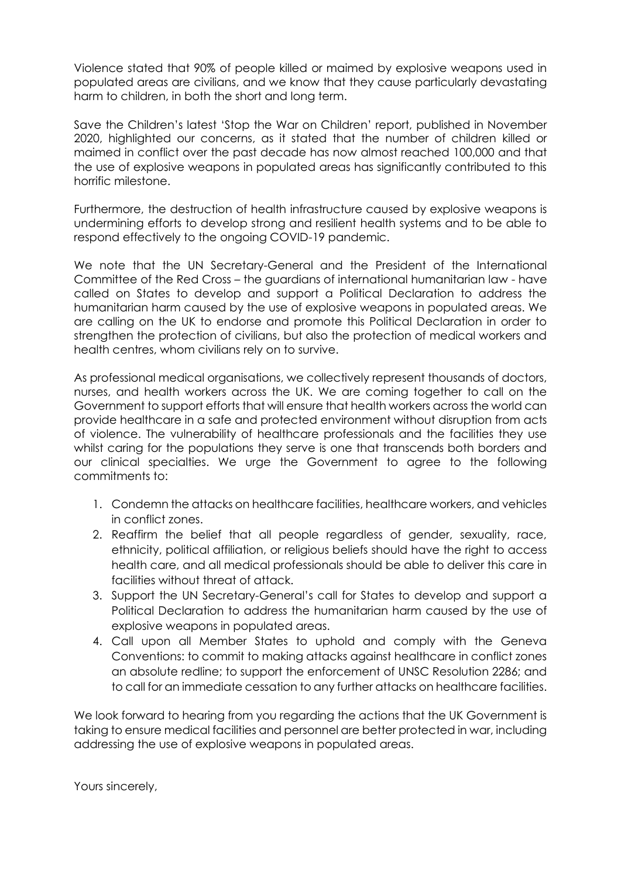Violence stated that 90% of people killed or maimed by explosive weapons used in populated areas are civilians, and we know that they cause particularly devastating harm to children, in both the short and long term.

Save the Children's latest 'Stop the War on Children' report, published in November 2020, highlighted our concerns, as it stated that the number of children killed or maimed in conflict over the past decade has now almost reached 100,000 and that the use of explosive weapons in populated areas has significantly contributed to this horrific milestone.

Furthermore, the destruction of health infrastructure caused by explosive weapons is undermining efforts to develop strong and resilient health systems and to be able to respond effectively to the ongoing COVID-19 pandemic.

We note that the UN Secretary-General and the President of the International Committee of the Red Cross – the guardians of international humanitarian law - have called on States to develop and support a Political Declaration to address the humanitarian harm caused by the use of explosive weapons in populated areas. We are calling on the UK to endorse and promote this Political Declaration in order to strengthen the protection of civilians, but also the protection of medical workers and health centres, whom civilians rely on to survive.

As professional medical organisations, we collectively represent thousands of doctors, nurses, and health workers across the UK. We are coming together to call on the Government to support efforts that will ensure that health workers across the world can provide healthcare in a safe and protected environment without disruption from acts of violence. The vulnerability of healthcare professionals and the facilities they use whilst caring for the populations they serve is one that transcends both borders and our clinical specialties. We urge the Government to agree to the following commitments to:

1. Condemn the attacks on healthcare facilities, healthcare workers, and vehicles in conflict zones.
2. Reaffirm the belief that all people regardless of gender, sexuality, race, ethnicity, political affiliation, or religious beliefs should have the right to access health care, and all medical professionals should be able to deliver this care in facilities without threat of attack.
3. Support the UN Secretary-General's call for States to develop and support a Political Declaration to address the humanitarian harm caused by the use of explosive weapons in populated areas.
4. Call upon all Member States to uphold and comply with the Geneva Conventions: to commit to making attacks against healthcare in conflict zones an absolute redline; to support the enforcement of UNSC Resolution 2286; and to call for an immediate cessation to any further attacks on healthcare facilities.

We look forward to hearing from you regarding the actions that the UK Government is taking to ensure medical facilities and personnel are better protected in war, including addressing the use of explosive weapons in populated areas.

Yours sincerely,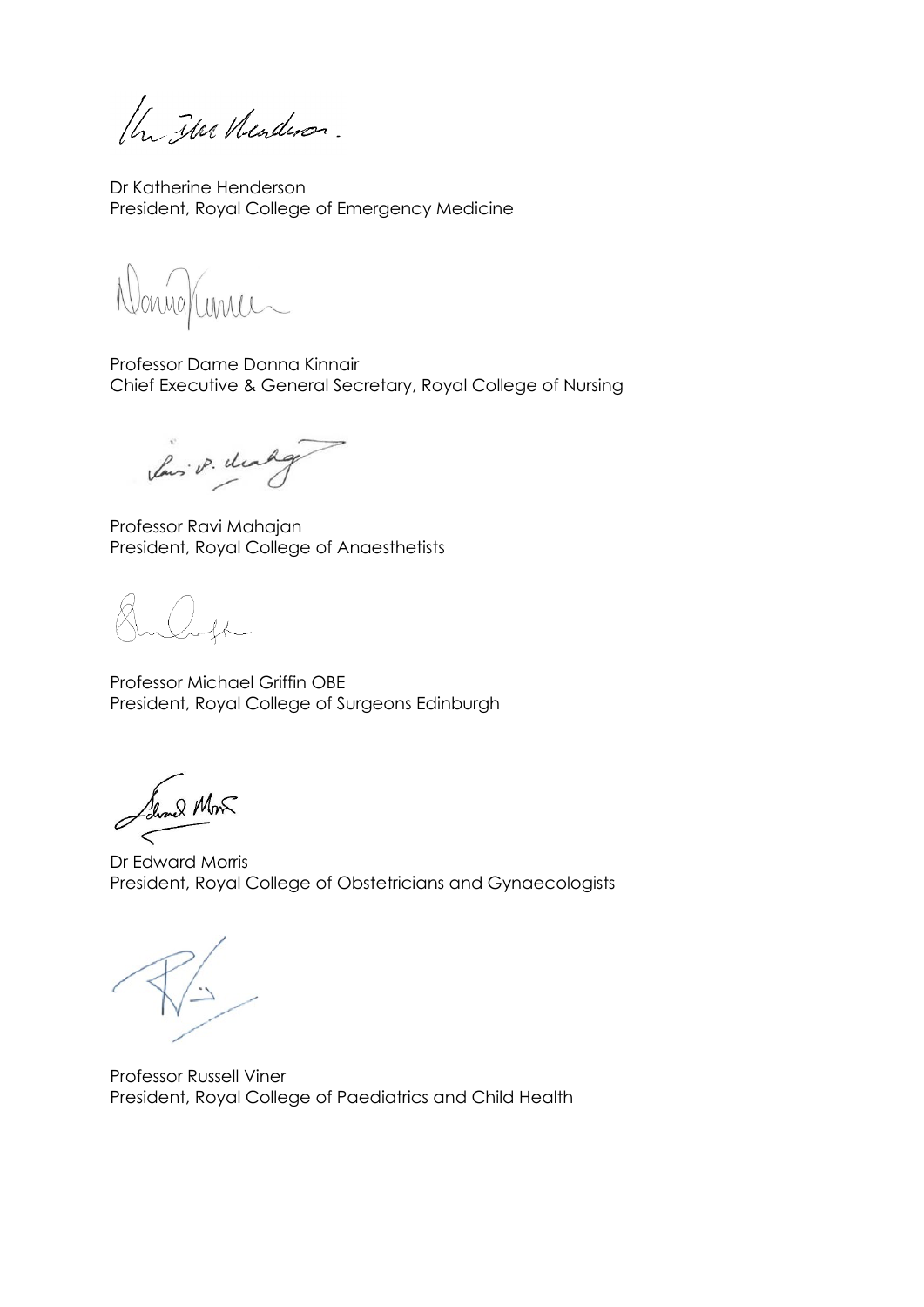Dr Katherine Henderson
President, Royal College of Emergency Medicine

Professor Dame Donna Kinnair
Chief Executive & General Secretary, Royal College of Nursing

Professor Ravi Mahajan
President, Royal College of Anaesthetists

Professor Michael Griffin OBE
President, Royal College of Surgeons Edinburgh

Dr Edward Morris
President, Royal College of Obstetricians and Gynaecologists

Professor Russell Viner
President, Royal College of Paediatrics and Child Health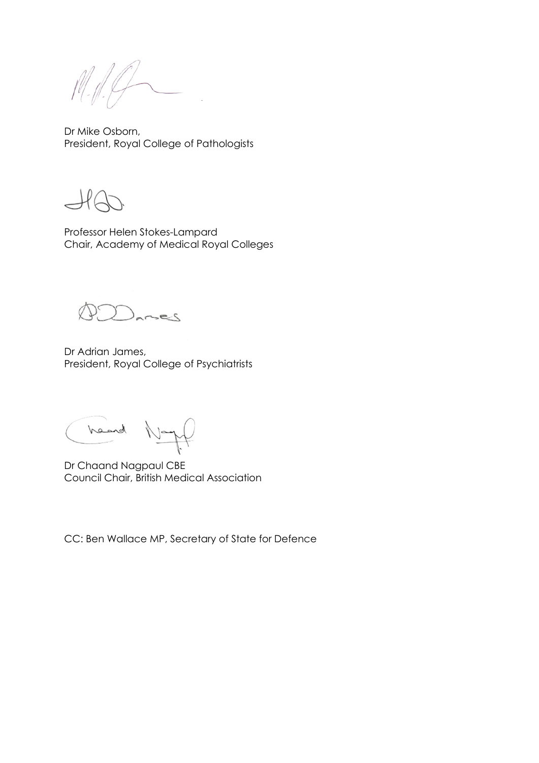Dr Mike Osborn,
President, Royal College of Pathologists

Professor Helen Stokes-Lampard
Chair, Academy of Medical Royal Colleges

Dr Adrian James,
President, Royal College of Psychiatrists

Dr Chaand Nagpaul CBE
Council Chair, British Medical Association

CC: Ben Wallace MP, Secretary of State for Defence